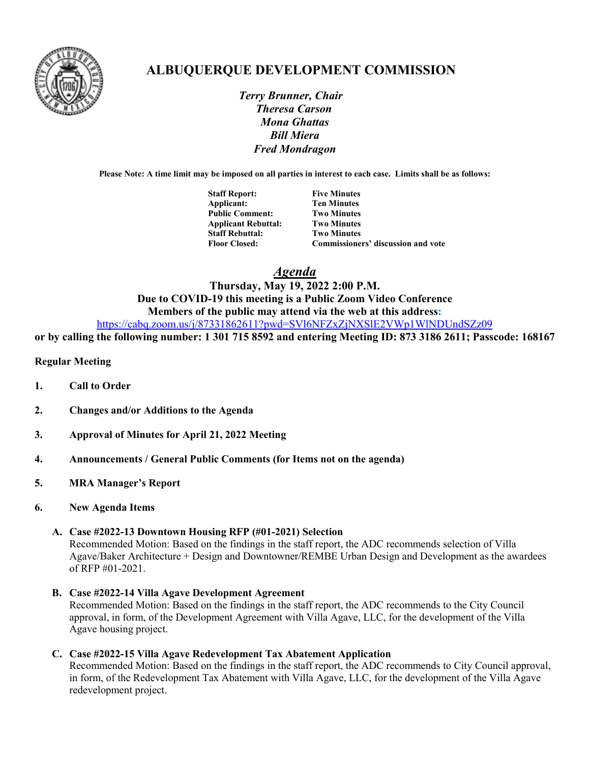# ALBUQUERQUE DEVELOPMENT COMMISSION

*Terry Brunner, Chair*
*Theresa Carson*
*Mona Ghattas*
*Bill Miera*
*Fred Mondragon*

**Please Note: A time limit may be imposed on all parties in interest to each case. Limits shall be as follows:**

| | |
|---|---|
| **Staff Report:** | **Five Minutes** |
| **Applicant:** | **Ten Minutes** |
| **Public Comment:** | **Two Minutes** |
| **Applicant Rebuttal:** | **Two Minutes** |
| **Staff Rebuttal:** | **Two Minutes** |
| **Floor Closed:** | **Commissioners' discussion and vote** |

## *Agenda*

**Thursday, May 19, 2022 2:00 P.M.**
**Due to COVID-19 this meeting is a Public Zoom Video Conference**
**Members of the public may attend via the web at this address:**
https://cabq.zoom.us/j/87331862611?pwd=SVl6NFZxZjNXSlE2VWp1WlNDUndSZz09
**or by calling the following number: 1 301 715 8592 and entering Meeting ID: 873 3186 2611; Passcode: 168167**

**Regular Meeting**

1. **Call to Order**

2. **Changes and/or Additions to the Agenda**

3. **Approval of Minutes for April 21, 2022 Meeting**

4. **Announcements / General Public Comments (for Items not on the agenda)**

5. **MRA Manager's Report**

6. **New Agenda Items**

   **A. Case #2022-13 Downtown Housing RFP (#01-2021) Selection**
   Recommended Motion: Based on the findings in the staff report, the ADC recommends selection of Villa Agave/Baker Architecture + Design and Downtowner/REMBE Urban Design and Development as the awardees of RFP #01-2021.

   **B. Case #2022-14 Villa Agave Development Agreement**
   Recommended Motion: Based on the findings in the staff report, the ADC recommends to the City Council approval, in form, of the Development Agreement with Villa Agave, LLC, for the development of the Villa Agave housing project.

   **C. Case #2022-15 Villa Agave Redevelopment Tax Abatement Application**
   Recommended Motion: Based on the findings in the staff report, the ADC recommends to City Council approval, in form, of the Redevelopment Tax Abatement with Villa Agave, LLC, for the development of the Villa Agave redevelopment project.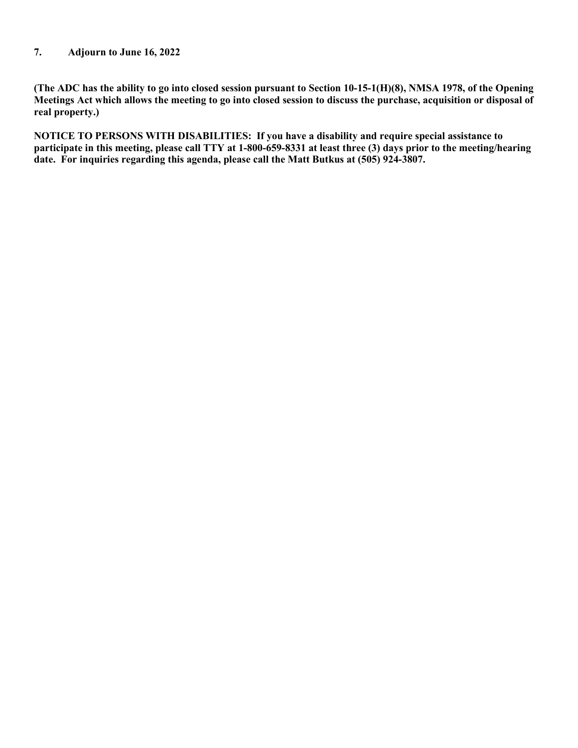**7. Adjourn to June 16, 2022**

**(The ADC has the ability to go into closed session pursuant to Section 10-15-1(H)(8), NMSA 1978, of the Opening Meetings Act which allows the meeting to go into closed session to discuss the purchase, acquisition or disposal of real property.)**

**NOTICE TO PERSONS WITH DISABILITIES: If you have a disability and require special assistance to participate in this meeting, please call TTY at 1-800-659-8331 at least three (3) days prior to the meeting/hearing date. For inquiries regarding this agenda, please call the Matt Butkus at (505) 924-3807.**